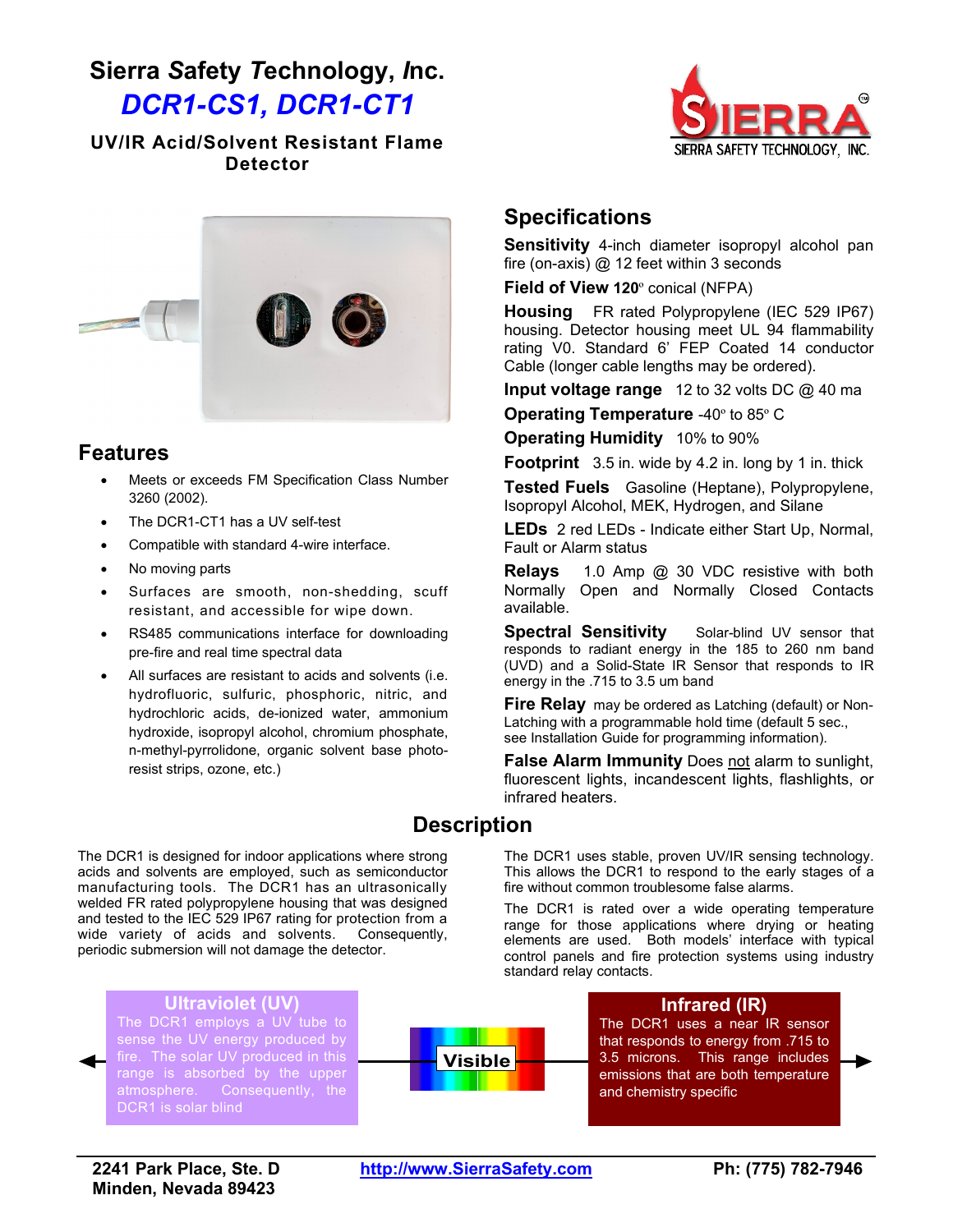# Sierra Safety Technology, Inc.

## DCR1-CS1, DCR1-CT1

### UV/IR Acid/Solvent Resistant Flame Detector

## Features

- Meets or exceeds FM Specification Class Number 3260 (2002).
- The DCR1-CT1 has a UV self-test
- Compatible with standard 4-wire interface.
- No moving parts
- Surfaces are smooth, non-shedding, scuff resistant, and accessible for wipe down.
- RS485 communications interface for downloading pre-fire and real time spectral data
- All surfaces are resistant to acids and solvents (i.e. hydrofluoric, sulfuric, phosphoric, nitric, and hydrochloric acids, de-ionized water, ammonium hydroxide, isopropyl alcohol, chromium phosphate, n-methyl-pyrrolidone, organic solvent base photo-resist strips, ozone, etc.)

## Specifications

**Sensitivity** 4-inch diameter isopropyl alcohol pan fire (on-axis) @ 12 feet within 3 seconds

**Field of View 120º** conical (NFPA)

**Housing** FR rated Polypropylene (IEC 529 IP67) housing. Detector housing meet UL 94 flammability rating V0. Standard 6' FEP Coated 14 conductor Cable (longer cable lengths may be ordered).

**Input voltage range** 12 to 32 volts DC @ 40 ma

**Operating Temperature** -40º to 85º C

**Operating Humidity** 10% to 90%

**Footprint** 3.5 in. wide by 4.2 in. long by 1 in. thick

**Tested Fuels** Gasoline (Heptane), Polypropylene, Isopropyl Alcohol, MEK, Hydrogen, and Silane

**LEDs** 2 red LEDs - Indicate either Start Up, Normal, Fault or Alarm status

**Relays** 1.0 Amp @ 30 VDC resistive with both Normally Open and Normally Closed Contacts available.

**Spectral Sensitivity** Solar-blind UV sensor that responds to radiant energy in the 185 to 260 nm band (UVD) and a Solid-State IR Sensor that responds to IR energy in the .715 to 3.5 um band

**Fire Relay** may be ordered as Latching (default) or Non-Latching with a programmable hold time (default 5 sec., see Installation Guide for programming information).

**False Alarm Immunity** Does not alarm to sunlight, fluorescent lights, incandescent lights, flashlights, or infrared heaters.

## Description

The DCR1 is designed for indoor applications where strong acids and solvents are employed, such as semiconductor manufacturing tools. The DCR1 has an ultrasonically welded FR rated polypropylene housing that was designed and tested to the IEC 529 IP67 rating for protection from a wide variety of acids and solvents. Consequently, periodic submersion will not damage the detector.

The DCR1 uses stable, proven UV/IR sensing technology. This allows the DCR1 to respond to the early stages of a fire without common troublesome false alarms.

The DCR1 is rated over a wide operating temperature range for those applications where drying or heating elements are used. Both models' interface with typical control panels and fire protection systems using industry standard relay contacts.

**Ultraviolet (UV)**
The DCR1 employs a UV tube to sense the UV energy produced by fire. The solar UV produced in this range is absorbed by the upper atmosphere. Consequently, the DCR1 is solar blind

**Visible**

**Infrared (IR)**
The DCR1 uses a near IR sensor that responds to energy from .715 to 3.5 microns. This range includes emissions that are both temperature and chemistry specific

2241 Park Place, Ste. D
Minden, Nevada 89423

http://www.SierraSafety.com

Ph: (775) 782-7946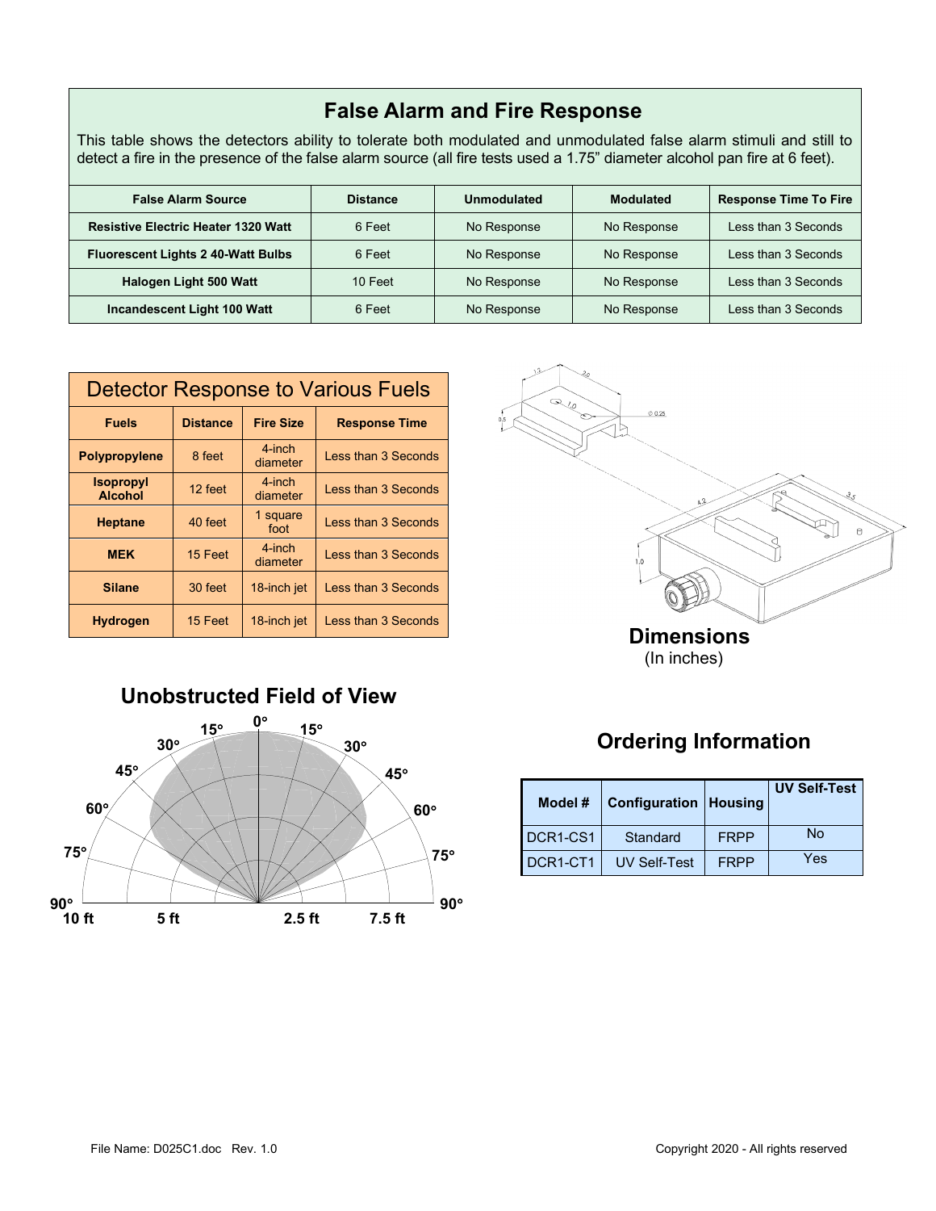## False Alarm and Fire Response

This table shows the detectors ability to tolerate both modulated and unmodulated false alarm stimuli and still to detect a fire in the presence of the false alarm source (all fire tests used a 1.75" diameter alcohol pan fire at 6 feet).

| False Alarm Source | Distance | Unmodulated | Modulated | Response Time To Fire |
|---|---|---|---|---|
| Resistive Electric Heater 1320 Watt | 6 Feet | No Response | No Response | Less than 3 Seconds |
| Fluorescent Lights 2 40-Watt Bulbs | 6 Feet | No Response | No Response | Less than 3 Seconds |
| Halogen Light 500 Watt | 10 Feet | No Response | No Response | Less than 3 Seconds |
| Incandescent Light 100 Watt | 6 Feet | No Response | No Response | Less than 3 Seconds |

## Detector Response to Various Fuels

| Fuels | Distance | Fire Size | Response Time |
|---|---|---|---|
| Polypropylene | 8 feet | 4-inch diameter | Less than 3 Seconds |
| Isopropyl Alcohol | 12 feet | 4-inch diameter | Less than 3 Seconds |
| Heptane | 40 feet | 1 square foot | Less than 3 Seconds |
| MEK | 15 Feet | 4-inch diameter | Less than 3 Seconds |
| Silane | 30 feet | 18-inch jet | Less than 3 Seconds |
| Hydrogen | 15 Feet | 18-inch jet | Less than 3 Seconds |

1.2
2.0
1.0
0.5
Ø 0.25
4.2
3.5
1.0

**Dimensions**
(In inches)

## Unobstructed Field of View

0°
15°
30°
45°
60°
75°
90°
15°
30°
45°
60°
75°
90°
10 ft
5 ft
2.5 ft
7.5 ft

## Ordering Information

| Model # | Configuration | Housing | UV Self-Test |
|---|---|---|---|
| DCR1-CS1 | Standard | FRPP | No |
| DCR1-CT1 | UV Self-Test | FRPP | Yes |

File Name: D025C1.doc Rev. 1.0

Copyright 2020 - All rights reserved